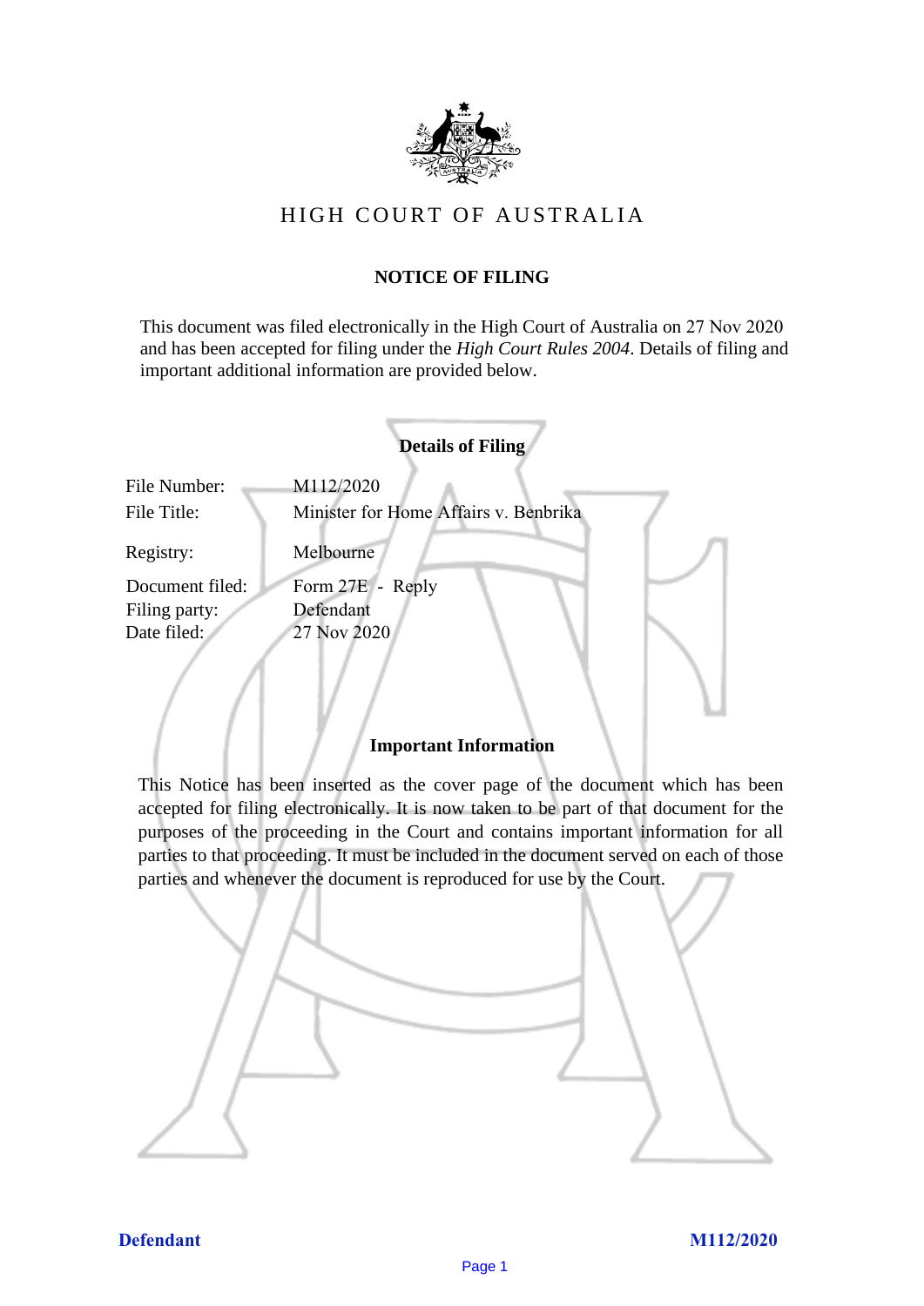# HIGH COURT OF AUSTRALIA

## NOTICE OF FILING

This document was filed electronically in the High Court of Australia on 27 Nov 2020 and has been accepted for filing under the *High Court Rules 2004*. Details of filing and important additional information are provided below.

### Details of Filing

| | |
|---|---|
| File Number: | M112/2020 |
| File Title: | Minister for Home Affairs v. Benbrika |
| Registry: | Melbourne |
| Document filed: | Form 27E - Reply |
| Filing party: | Defendant |
| Date filed: | 27 Nov 2020 |

### Important Information

This Notice has been inserted as the cover page of the document which has been accepted for filing electronically. It is now taken to be part of that document for the purposes of the proceeding in the Court and contains important information for all parties to that proceeding. It must be included in the document served on each of those parties and whenever the document is reproduced for use by the Court.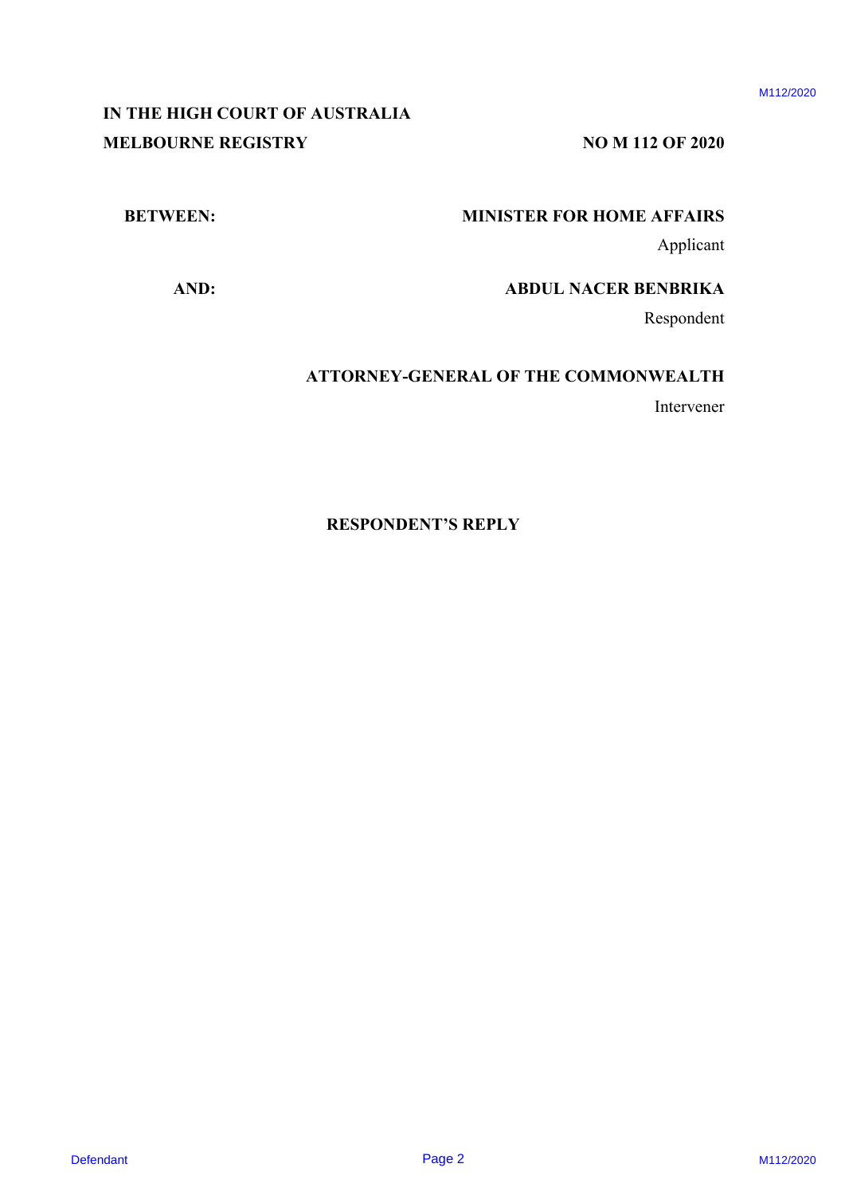**IN THE HIGH COURT OF AUSTRALIA**
**MELBOURNE REGISTRY**

**NO M 112 OF 2020**

**BETWEEN:**

**MINISTER FOR HOME AFFAIRS**
Applicant

**AND:**

**ABDUL NACER BENBRIKA**
Respondent

**ATTORNEY-GENERAL OF THE COMMONWEALTH**
Intervener

**RESPONDENT'S REPLY**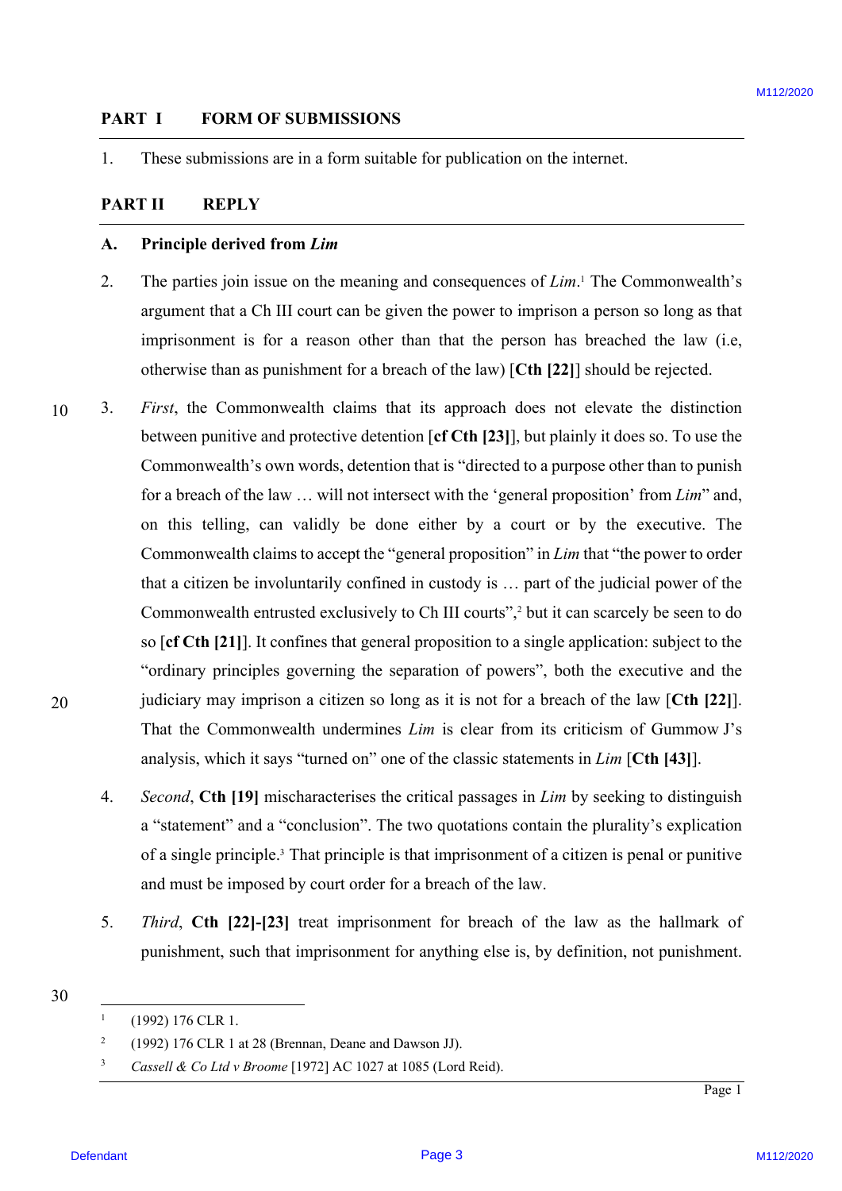## PART I FORM OF SUBMISSIONS

1. These submissions are in a form suitable for publication on the internet.

## PART II REPLY

### A. Principle derived from *Lim*

2. The parties join issue on the meaning and consequences of *Lim*.[1] The Commonwealth's argument that a Ch III court can be given the power to imprison a person so long as that imprisonment is for a reason other than that the person has breached the law (i.e, otherwise than as punishment for a breach of the law) [**Cth [22]**] should be rejected.

3. *First*, the Commonwealth claims that its approach does not elevate the distinction between punitive and protective detention [**cf Cth [23]**], but plainly it does so. To use the Commonwealth's own words, detention that is "directed to a purpose other than to punish for a breach of the law … will not intersect with the 'general proposition' from *Lim*" and, on this telling, can validly be done either by a court or by the executive. The Commonwealth claims to accept the "general proposition" in *Lim* that "the power to order that a citizen be involuntarily confined in custody is … part of the judicial power of the Commonwealth entrusted exclusively to Ch III courts",[2] but it can scarcely be seen to do so [**cf Cth [21]**]. It confines that general proposition to a single application: subject to the "ordinary principles governing the separation of powers", both the executive and the judiciary may imprison a citizen so long as it is not for a breach of the law [**Cth [22]**]. That the Commonwealth undermines *Lim* is clear from its criticism of Gummow J's analysis, which it says "turned on" one of the classic statements in *Lim* [**Cth [43]**].

4. *Second*, **Cth [19]** mischaracterises the critical passages in *Lim* by seeking to distinguish a "statement" and a "conclusion". The two quotations contain the plurality's explication of a single principle.[3] That principle is that imprisonment of a citizen is penal or punitive and must be imposed by court order for a breach of the law.

5. *Third*, **Cth [22]-[23]** treat imprisonment for breach of the law as the hallmark of punishment, such that imprisonment for anything else is, by definition, not punishment.

---

[1] (1992) 176 CLR 1.

[2] (1992) 176 CLR 1 at 28 (Brennan, Deane and Dawson JJ).

[3] *Cassell & Co Ltd v Broome* [1972] AC 1027 at 1085 (Lord Reid).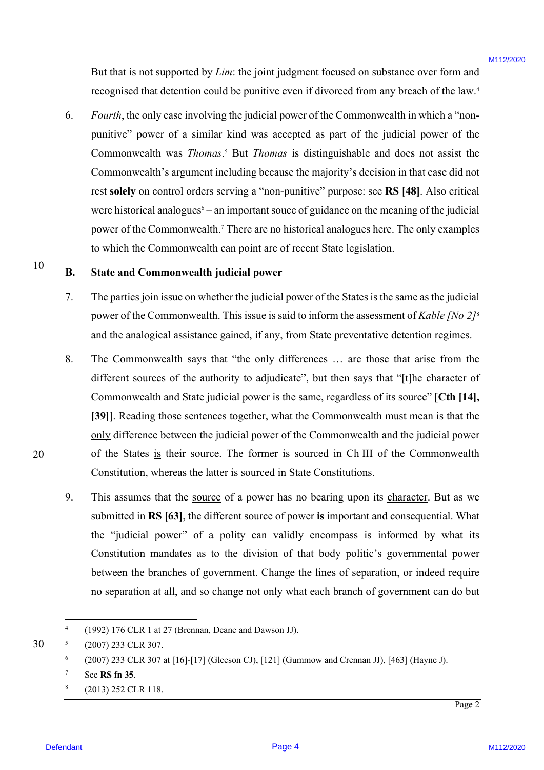But that is not supported by *Lim*: the joint judgment focused on substance over form and recognised that detention could be punitive even if divorced from any breach of the law.[4]

6. *Fourth*, the only case involving the judicial power of the Commonwealth in which a "non-punitive" power of a similar kind was accepted as part of the judicial power of the Commonwealth was *Thomas*.[5] But *Thomas* is distinguishable and does not assist the Commonwealth's argument including because the majority's decision in that case did not rest **solely** on control orders serving a "non-punitive" purpose: see **RS [48]**. Also critical were historical analogues[6] – an important souce of guidance on the meaning of the judicial power of the Commonwealth.[7] There are no historical analogues here. The only examples to which the Commonwealth can point are of recent State legislation.

## B. State and Commonwealth judicial power

7. The parties join issue on whether the judicial power of the States is the same as the judicial power of the Commonwealth. This issue is said to inform the assessment of *Kable [No 2]*[8] and the analogical assistance gained, if any, from State preventative detention regimes.

8. The Commonwealth says that "the <u>only</u> differences … are those that arise from the different sources of the authority to adjudicate", but then says that "[t]he <u>character</u> of Commonwealth and State judicial power is the same, regardless of its source" [**Cth [14], [39]**]. Reading those sentences together, what the Commonwealth must mean is that the <u>only</u> difference between the judicial power of the Commonwealth and the judicial power of the States <u>is</u> their source. The former is sourced in Ch III of the Commonwealth Constitution, whereas the latter is sourced in State Constitutions.

9. This assumes that the <u>source</u> of a power has no bearing upon its <u>character</u>. But as we submitted in **RS [63]**, the different source of power **is** important and consequential. What the "judicial power" of a polity can validly encompass is informed by what its Constitution mandates as to the division of that body politic's governmental power between the branches of government. Change the lines of separation, or indeed require no separation at all, and so change not only what each branch of government can do but

---

[4] (1992) 176 CLR 1 at 27 (Brennan, Deane and Dawson JJ).

[5] (2007) 233 CLR 307.

[6] (2007) 233 CLR 307 at [16]-[17] (Gleeson CJ), [121] (Gummow and Crennan JJ), [463] (Hayne J).

[7] See **RS fn 35**.

[8] (2013) 252 CLR 118.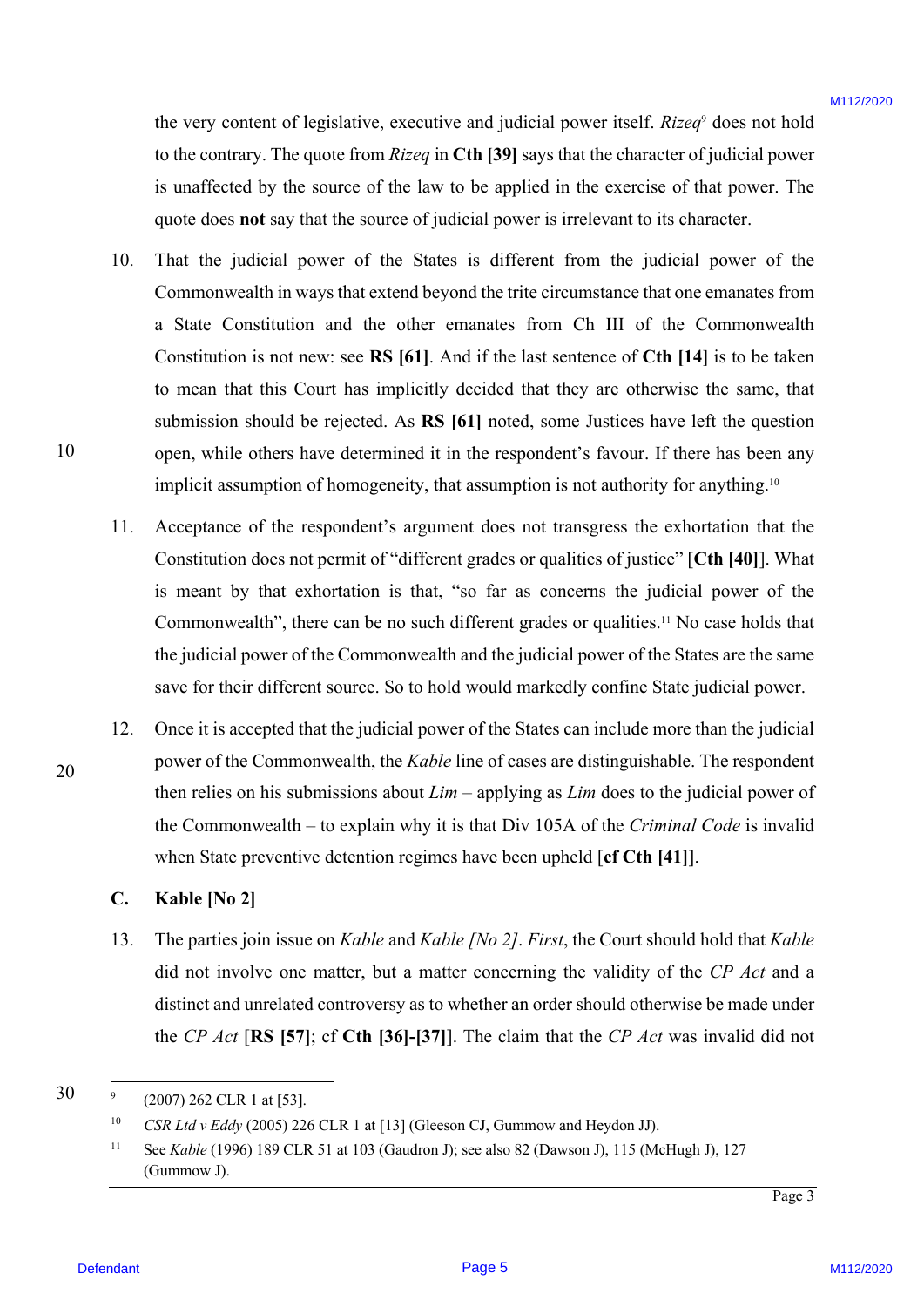the very content of legislative, executive and judicial power itself. *Rizeq*[9] does not hold to the contrary. The quote from *Rizeq* in **Cth [39]** says that the character of judicial power is unaffected by the source of the law to be applied in the exercise of that power. The quote does **not** say that the source of judicial power is irrelevant to its character.

10. That the judicial power of the States is different from the judicial power of the Commonwealth in ways that extend beyond the trite circumstance that one emanates from a State Constitution and the other emanates from Ch III of the Commonwealth Constitution is not new: see **RS [61]**. And if the last sentence of **Cth [14]** is to be taken to mean that this Court has implicitly decided that they are otherwise the same, that submission should be rejected. As **RS [61]** noted, some Justices have left the question open, while others have determined it in the respondent's favour. If there has been any implicit assumption of homogeneity, that assumption is not authority for anything.[10]

11. Acceptance of the respondent's argument does not transgress the exhortation that the Constitution does not permit of "different grades or qualities of justice" [**Cth [40]**]. What is meant by that exhortation is that, "so far as concerns the judicial power of the Commonwealth", there can be no such different grades or qualities.[11] No case holds that the judicial power of the Commonwealth and the judicial power of the States are the same save for their different source. So to hold would markedly confine State judicial power.

12. Once it is accepted that the judicial power of the States can include more than the judicial power of the Commonwealth, the *Kable* line of cases are distinguishable. The respondent then relies on his submissions about *Lim* – applying as *Lim* does to the judicial power of the Commonwealth – to explain why it is that Div 105A of the *Criminal Code* is invalid when State preventive detention regimes have been upheld [**cf Cth [41]**].

## C. Kable [No 2]

13. The parties join issue on *Kable* and *Kable [No 2]*. *First*, the Court should hold that *Kable* did not involve one matter, but a matter concerning the validity of the *CP Act* and a distinct and unrelated controversy as to whether an order should otherwise be made under the *CP Act* [**RS [57]**; cf **Cth [36]-[37]**]. The claim that the *CP Act* was invalid did not

---

[9] (2007) 262 CLR 1 at [53].

[10] *CSR Ltd v Eddy* (2005) 226 CLR 1 at [13] (Gleeson CJ, Gummow and Heydon JJ).

[11] See *Kable* (1996) 189 CLR 51 at 103 (Gaudron J); see also 82 (Dawson J), 115 (McHugh J), 127 (Gummow J).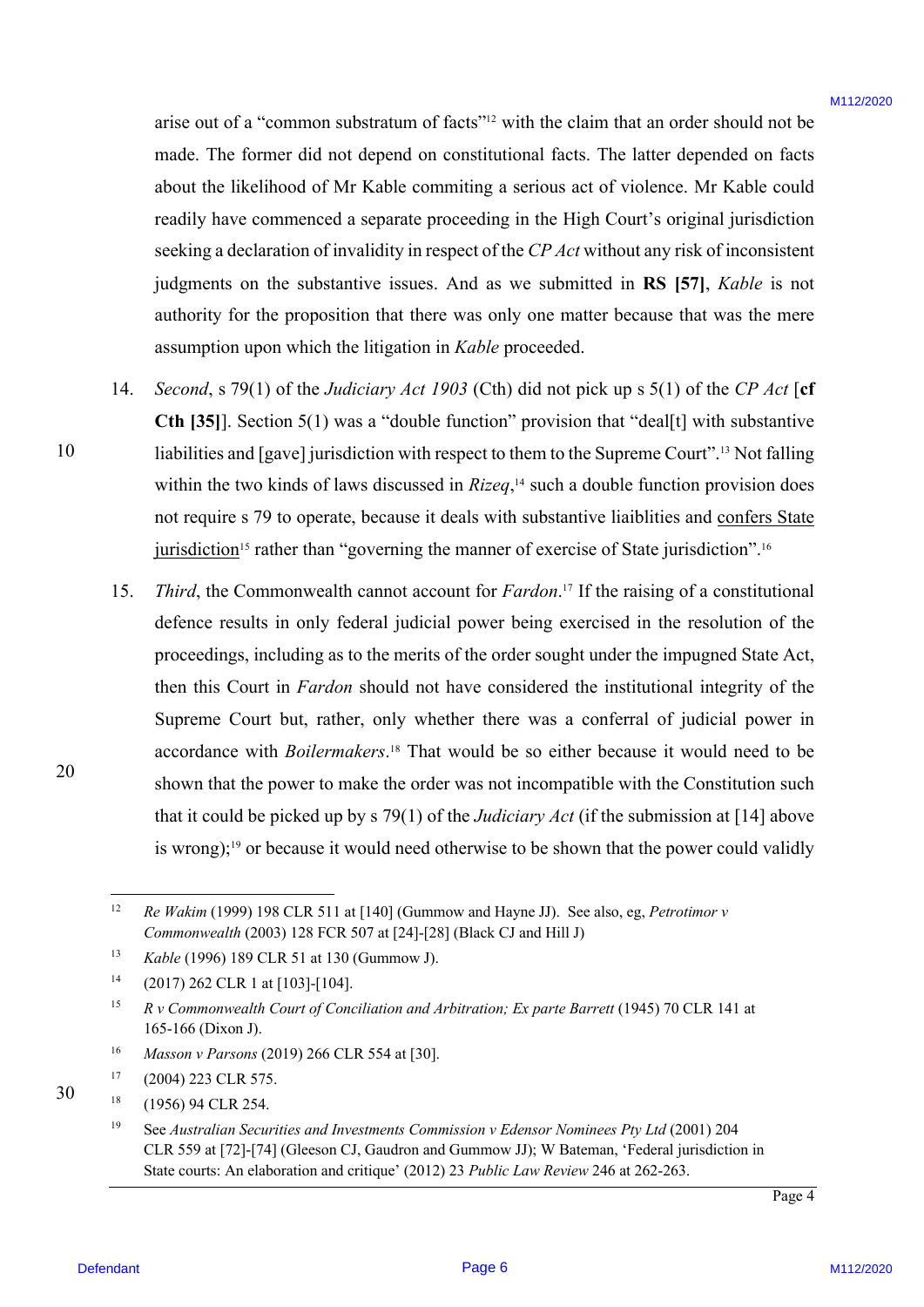arise out of a "common substratum of facts"[12] with the claim that an order should not be made. The former did not depend on constitutional facts. The latter depended on facts about the likelihood of Mr Kable commiting a serious act of violence. Mr Kable could readily have commenced a separate proceeding in the High Court's original jurisdiction seeking a declaration of invalidity in respect of the *CP Act* without any risk of inconsistent judgments on the substantive issues. And as we submitted in **RS [57]**, *Kable* is not authority for the proposition that there was only one matter because that was the mere assumption upon which the litigation in *Kable* proceeded.

14. *Second*, s 79(1) of the *Judiciary Act 1903* (Cth) did not pick up s 5(1) of the *CP Act* [**cf Cth [35]**]. Section 5(1) was a "double function" provision that "deal[t] with substantive liabilities and [gave] jurisdiction with respect to them to the Supreme Court".[13] Not falling within the two kinds of laws discussed in *Rizeq*,[14] such a double function provision does not require s 79 to operate, because it deals with substantive liablities and <u>confers State jurisdiction</u>[15] rather than "governing the manner of exercise of State jurisdiction".[16]

15. *Third*, the Commonwealth cannot account for *Fardon*.[17] If the raising of a constitutional defence results in only federal judicial power being exercised in the resolution of the proceedings, including as to the merits of the order sought under the impugned State Act, then this Court in *Fardon* should not have considered the institutional integrity of the Supreme Court but, rather, only whether there was a conferral of judicial power in accordance with *Boilermakers*.[18] That would be so either because it would need to be shown that the power to make the order was not incompatible with the Constitution such that it could be picked up by s 79(1) of the *Judiciary Act* (if the submission at [14] above is wrong);[19] or because it would need otherwise to be shown that the power could validly

---

[12] *Re Wakim* (1999) 198 CLR 511 at [140] (Gummow and Hayne JJ). See also, eg, *Petrotimor v Commonwealth* (2003) 128 FCR 507 at [24]-[28] (Black CJ and Hill J)

[13] *Kable* (1996) 189 CLR 51 at 130 (Gummow J).

[14] (2017) 262 CLR 1 at [103]-[104].

[15] *R v Commonwealth Court of Conciliation and Arbitration; Ex parte Barrett* (1945) 70 CLR 141 at 165-166 (Dixon J).

[16] *Masson v Parsons* (2019) 266 CLR 554 at [30].

[17] (2004) 223 CLR 575.

[18] (1956) 94 CLR 254.

[19] See *Australian Securities and Investments Commission v Edensor Nominees Pty Ltd* (2001) 204 CLR 559 at [72]-[74] (Gleeson CJ, Gaudron and Gummow JJ); W Bateman, 'Federal jurisdiction in State courts: An elaboration and critique' (2012) 23 *Public Law Review* 246 at 262-263.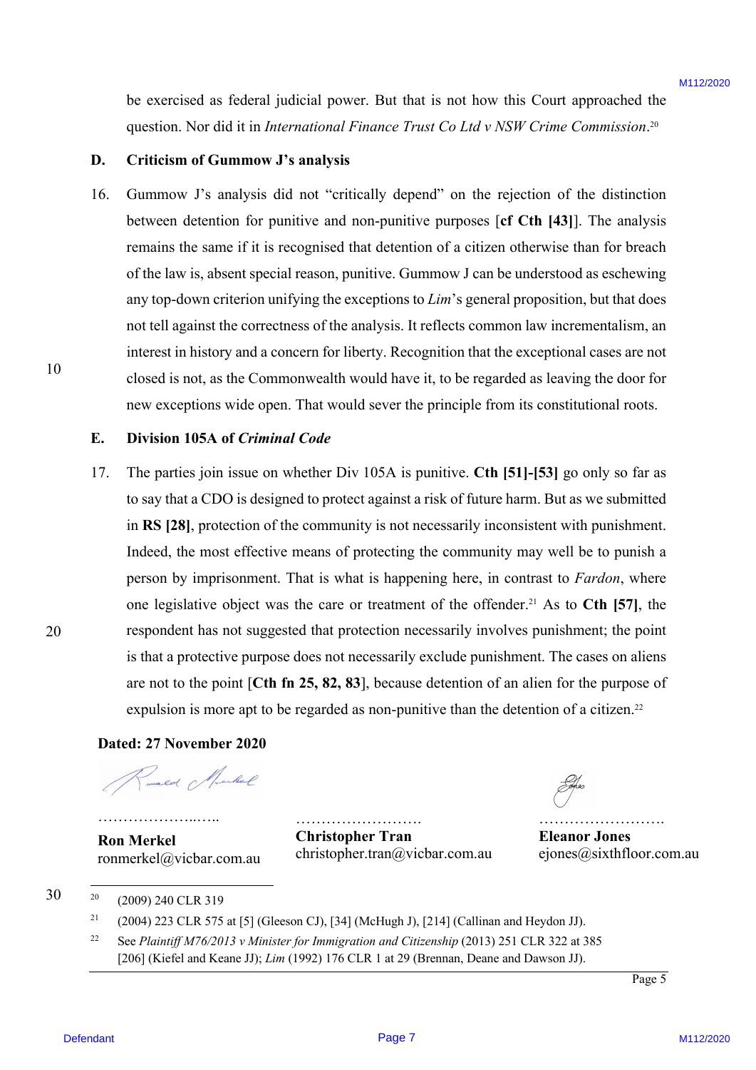be exercised as federal judicial power. But that is not how this Court approached the question. Nor did it in *International Finance Trust Co Ltd v NSW Crime Commission*.[20]

## D. Criticism of Gummow J's analysis

16. Gummow J's analysis did not "critically depend" on the rejection of the distinction between detention for punitive and non-punitive purposes [**cf Cth [43]**]. The analysis remains the same if it is recognised that detention of a citizen otherwise than for breach of the law is, absent special reason, punitive. Gummow J can be understood as eschewing any top-down criterion unifying the exceptions to *Lim*'s general proposition, but that does not tell against the correctness of the analysis. It reflects common law incrementalism, an interest in history and a concern for liberty. Recognition that the exceptional cases are not closed is not, as the Commonwealth would have it, to be regarded as leaving the door for new exceptions wide open. That would sever the principle from its constitutional roots.

## E. Division 105A of *Criminal Code*

17. The parties join issue on whether Div 105A is punitive. **Cth [51]-[53]** go only so far as to say that a CDO is designed to protect against a risk of future harm. But as we submitted in **RS [28]**, protection of the community is not necessarily inconsistent with punishment. Indeed, the most effective means of protecting the community may well be to punish a person by imprisonment. That is what is happening here, in contrast to *Fardon*, where one legislative object was the care or treatment of the offender.[21] As to **Cth [57]**, the respondent has not suggested that protection necessarily involves punishment; the point is that a protective purpose does not necessarily exclude punishment. The cases on aliens are not to the point [**Cth fn 25, 82, 83**], because detention of an alien for the purpose of expulsion is more apt to be regarded as non-punitive than the detention of a citizen.[22]

**Dated: 27 November 2020**

| | | |
|---|---|---|
| ……………….….. | ……………………. | ……………………. |
| **Ron Merkel** | **Christopher Tran** | **Eleanor Jones** |
| ronmerkel@vicbar.com.au | christopher.tran@vicbar.com.au | ejones@sixthfloor.com.au |

---

[20] (2009) 240 CLR 319

[21] (2004) 223 CLR 575 at [5] (Gleeson CJ), [34] (McHugh J), [214] (Callinan and Heydon JJ).

[22] See *Plaintiff M76/2013 v Minister for Immigration and Citizenship* (2013) 251 CLR 322 at 385 [206] (Kiefel and Keane JJ); *Lim* (1992) 176 CLR 1 at 29 (Brennan, Deane and Dawson JJ).